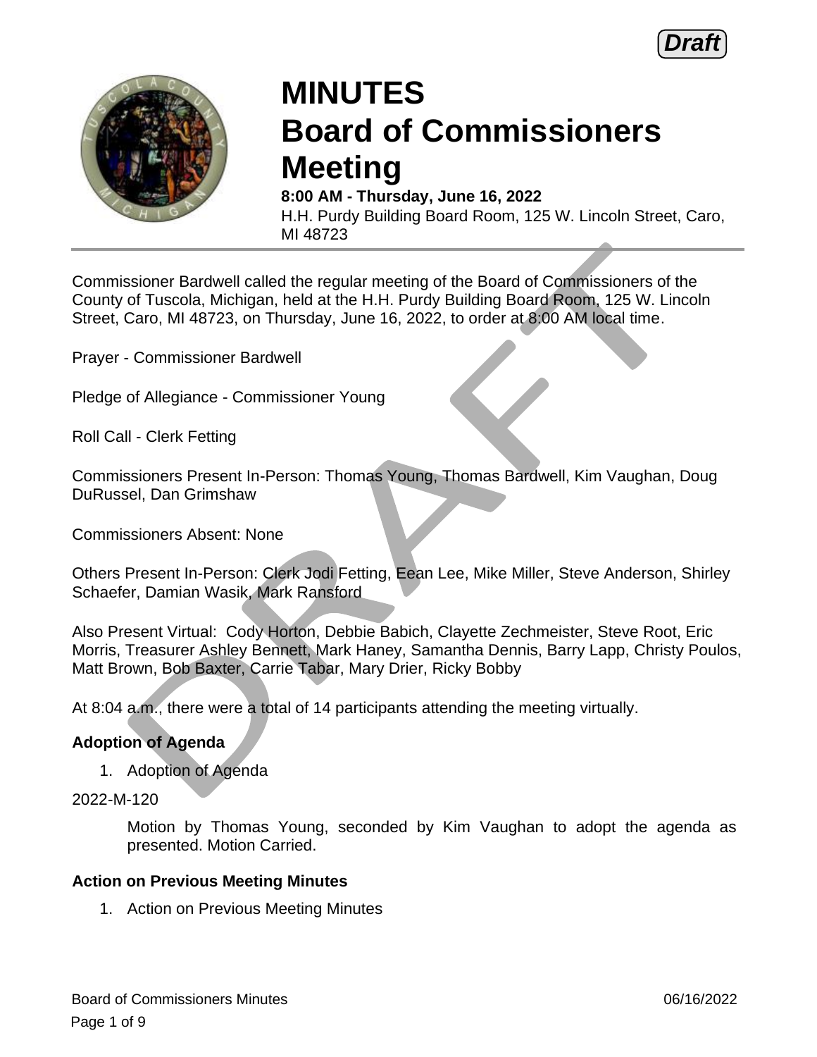Draft

# MINUTES
# Board of Commissioners Meeting

**8:00 AM - Thursday, June 16, 2022**
H.H. Purdy Building Board Room, 125 W. Lincoln Street, Caro, MI 48723

Commissioner Bardwell called the regular meeting of the Board of Commissioners of the County of Tuscola, Michigan, held at the H.H. Purdy Building Board Room, 125 W. Lincoln Street, Caro, MI 48723, on Thursday, June 16, 2022, to order at 8:00 AM local time.

Prayer - Commissioner Bardwell

Pledge of Allegiance - Commissioner Young

Roll Call - Clerk Fetting

Commissioners Present In-Person: Thomas Young, Thomas Bardwell, Kim Vaughan, Doug DuRussel, Dan Grimshaw

Commissioners Absent: None

Others Present In-Person: Clerk Jodi Fetting, Eean Lee, Mike Miller, Steve Anderson, Shirley Schaefer, Damian Wasik, Mark Ransford

Also Present Virtual: Cody Horton, Debbie Babich, Clayette Zechmeister, Steve Root, Eric Morris, Treasurer Ashley Bennett, Mark Haney, Samantha Dennis, Barry Lapp, Christy Poulos, Matt Brown, Bob Baxter, Carrie Tabar, Mary Drier, Ricky Bobby

At 8:04 a.m., there were a total of 14 participants attending the meeting virtually.

### Adoption of Agenda

1. Adoption of Agenda

2022-M-120

Motion by Thomas Young, seconded by Kim Vaughan to adopt the agenda as presented. Motion Carried.

### Action on Previous Meeting Minutes

1. Action on Previous Meeting Minutes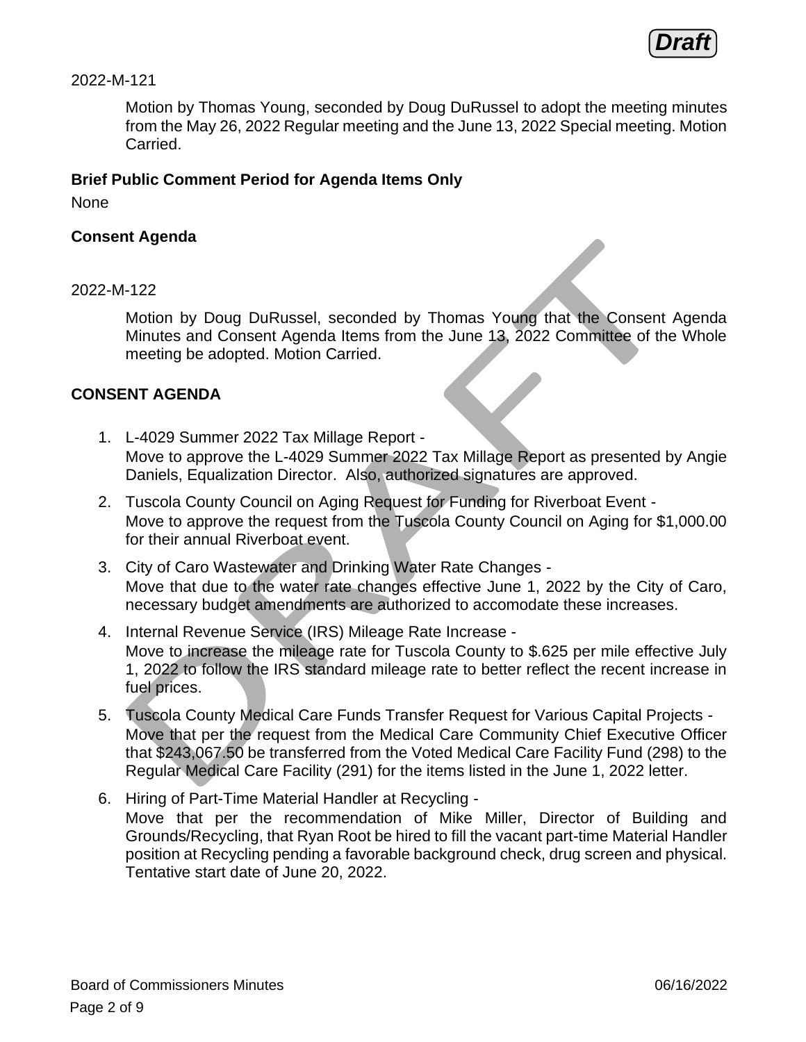2022-M-121

Motion by Thomas Young, seconded by Doug DuRussel to adopt the meeting minutes from the May 26, 2022 Regular meeting and the June 13, 2022 Special meeting. Motion Carried.

**Brief Public Comment Period for Agenda Items Only**

None

**Consent Agenda**

2022-M-122

Motion by Doug DuRussel, seconded by Thomas Young that the Consent Agenda Minutes and Consent Agenda Items from the June 13, 2022 Committee of the Whole meeting be adopted. Motion Carried.

**CONSENT AGENDA**

1. L-4029 Summer 2022 Tax Millage Report -
   Move to approve the L-4029 Summer 2022 Tax Millage Report as presented by Angie Daniels, Equalization Director. Also, authorized signatures are approved.
2. Tuscola County Council on Aging Request for Funding for Riverboat Event -
   Move to approve the request from the Tuscola County Council on Aging for $1,000.00 for their annual Riverboat event.
3. City of Caro Wastewater and Drinking Water Rate Changes -
   Move that due to the water rate changes effective June 1, 2022 by the City of Caro, necessary budget amendments are authorized to accomodate these increases.
4. Internal Revenue Service (IRS) Mileage Rate Increase -
   Move to increase the mileage rate for Tuscola County to $.625 per mile effective July 1, 2022 to follow the IRS standard mileage rate to better reflect the recent increase in fuel prices.
5. Tuscola County Medical Care Funds Transfer Request for Various Capital Projects -
   Move that per the request from the Medical Care Community Chief Executive Officer that $243,067.50 be transferred from the Voted Medical Care Facility Fund (298) to the Regular Medical Care Facility (291) for the items listed in the June 1, 2022 letter.
6. Hiring of Part-Time Material Handler at Recycling -
   Move that per the recommendation of Mike Miller, Director of Building and Grounds/Recycling, that Ryan Root be hired to fill the vacant part-time Material Handler position at Recycling pending a favorable background check, drug screen and physical. Tentative start date of June 20, 2022.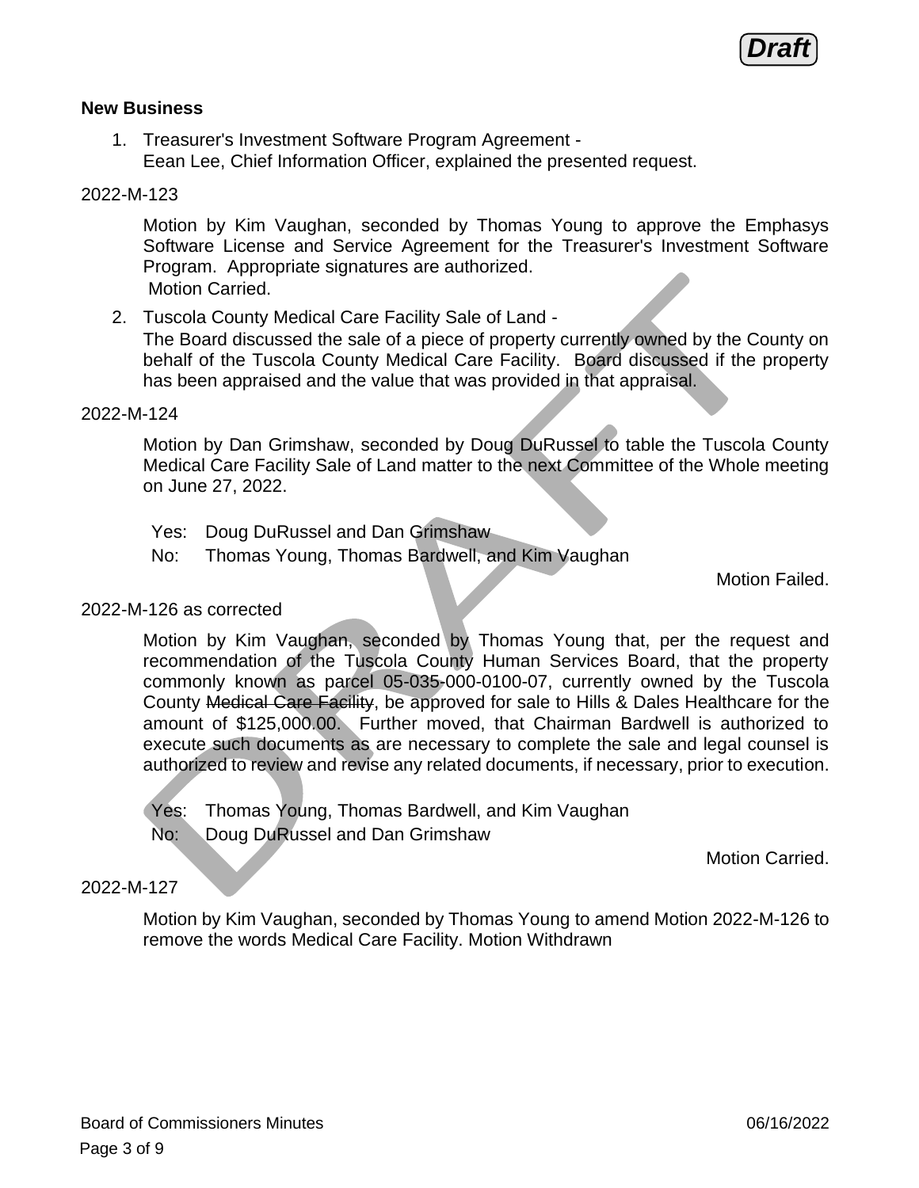**Draft**

## New Business

1. Treasurer's Investment Software Program Agreement -
   Eean Lee, Chief Information Officer, explained the presented request.

2022-M-123

Motion by Kim Vaughan, seconded by Thomas Young to approve the Emphasys Software License and Service Agreement for the Treasurer's Investment Software Program. Appropriate signatures are authorized.
Motion Carried.

2. Tuscola County Medical Care Facility Sale of Land -
   The Board discussed the sale of a piece of property currently owned by the County on behalf of the Tuscola County Medical Care Facility. Board discussed if the property has been appraised and the value that was provided in that appraisal.

2022-M-124

Motion by Dan Grimshaw, seconded by Doug DuRussel to table the Tuscola County Medical Care Facility Sale of Land matter to the next Committee of the Whole meeting on June 27, 2022.

Yes: Doug DuRussel and Dan Grimshaw
No: Thomas Young, Thomas Bardwell, and Kim Vaughan

Motion Failed.

2022-M-126 as corrected

Motion by Kim Vaughan, seconded by Thomas Young that, per the request and recommendation of the Tuscola County Human Services Board, that the property commonly known as parcel 05-035-000-0100-07, currently owned by the Tuscola County ~~Medical Care Facility~~, be approved for sale to Hills & Dales Healthcare for the amount of $125,000.00. Further moved, that Chairman Bardwell is authorized to execute such documents as are necessary to complete the sale and legal counsel is authorized to review and revise any related documents, if necessary, prior to execution.

Yes: Thomas Young, Thomas Bardwell, and Kim Vaughan
No: Doug DuRussel and Dan Grimshaw

Motion Carried.

2022-M-127

Motion by Kim Vaughan, seconded by Thomas Young to amend Motion 2022-M-126 to remove the words Medical Care Facility. Motion Withdrawn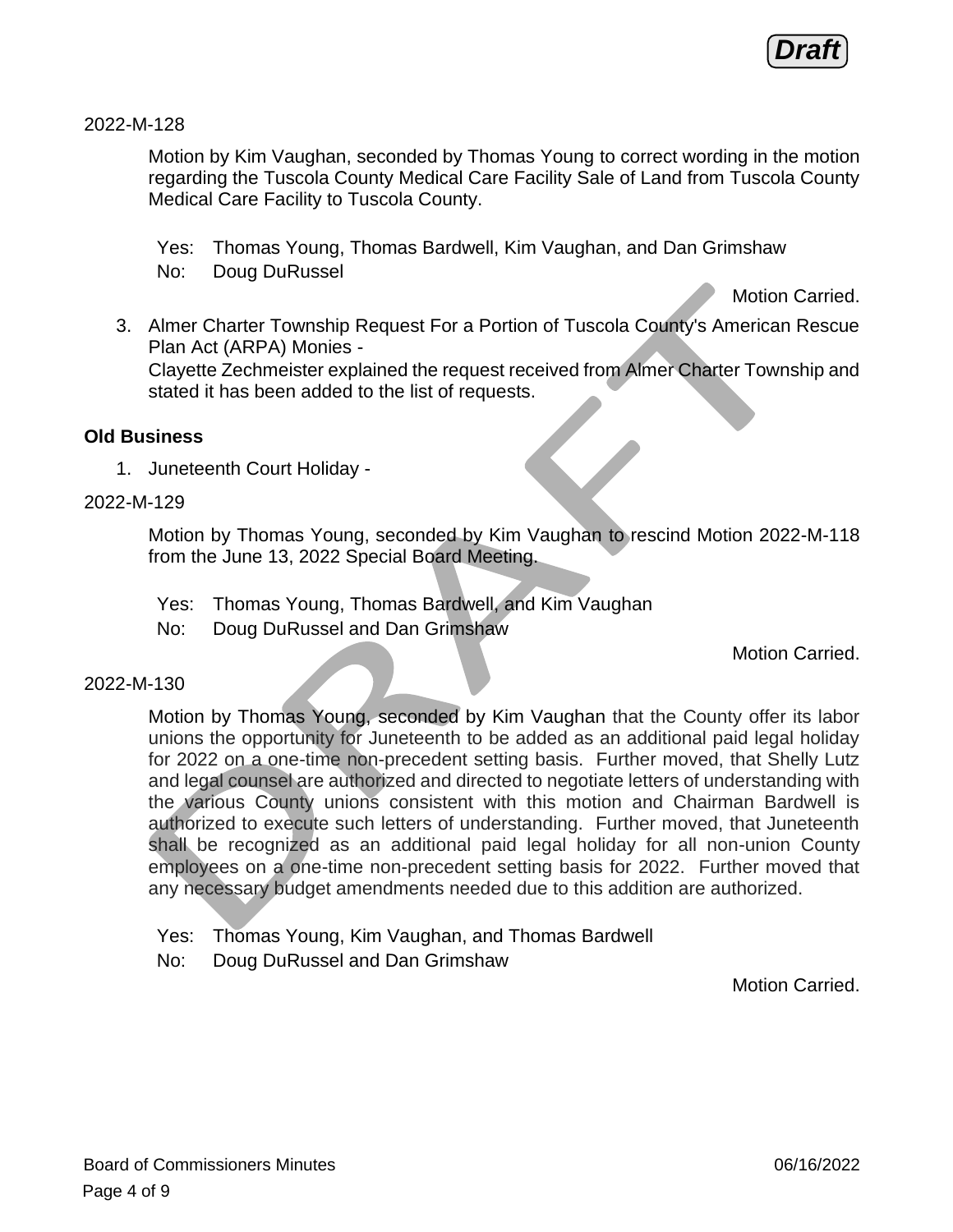2022-M-128

Motion by Kim Vaughan, seconded by Thomas Young to correct wording in the motion regarding the Tuscola County Medical Care Facility Sale of Land from Tuscola County Medical Care Facility to Tuscola County.

Yes: Thomas Young, Thomas Bardwell, Kim Vaughan, and Dan Grimshaw
No: Doug DuRussel

Motion Carried.

3. Almer Charter Township Request For a Portion of Tuscola County's American Rescue Plan Act (ARPA) Monies -
   Clayette Zechmeister explained the request received from Almer Charter Township and stated it has been added to the list of requests.

**Old Business**

1. Juneteenth Court Holiday -

2022-M-129

Motion by Thomas Young, seconded by Kim Vaughan to rescind Motion 2022-M-118 from the June 13, 2022 Special Board Meeting.

Yes: Thomas Young, Thomas Bardwell, and Kim Vaughan
No: Doug DuRussel and Dan Grimshaw

Motion Carried.

2022-M-130

Motion by Thomas Young, seconded by Kim Vaughan that the County offer its labor unions the opportunity for Juneteenth to be added as an additional paid legal holiday for 2022 on a one-time non-precedent setting basis. Further moved, that Shelly Lutz and legal counsel are authorized and directed to negotiate letters of understanding with the various County unions consistent with this motion and Chairman Bardwell is authorized to execute such letters of understanding. Further moved, that Juneteenth shall be recognized as an additional paid legal holiday for all non-union County employees on a one-time non-precedent setting basis for 2022. Further moved that any necessary budget amendments needed due to this addition are authorized.

Yes: Thomas Young, Kim Vaughan, and Thomas Bardwell
No: Doug DuRussel and Dan Grimshaw

Motion Carried.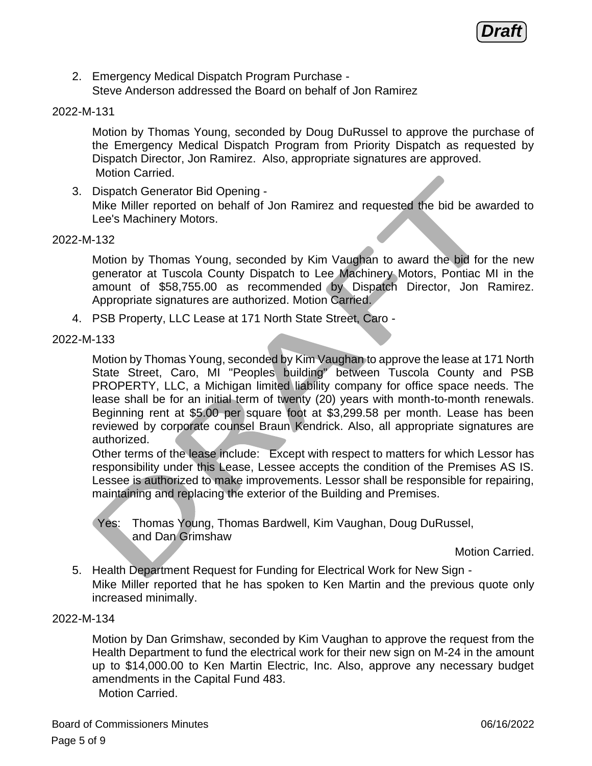2. Emergency Medical Dispatch Program Purchase -
   Steve Anderson addressed the Board on behalf of Jon Ramirez

2022-M-131

Motion by Thomas Young, seconded by Doug DuRussel to approve the purchase of the Emergency Medical Dispatch Program from Priority Dispatch as requested by Dispatch Director, Jon Ramirez. Also, appropriate signatures are approved.
Motion Carried.

3. Dispatch Generator Bid Opening -
   Mike Miller reported on behalf of Jon Ramirez and requested the bid be awarded to Lee's Machinery Motors.

2022-M-132

Motion by Thomas Young, seconded by Kim Vaughan to award the bid for the new generator at Tuscola County Dispatch to Lee Machinery Motors, Pontiac MI in the amount of $58,755.00 as recommended by Dispatch Director, Jon Ramirez. Appropriate signatures are authorized. Motion Carried.

4. PSB Property, LLC Lease at 171 North State Street, Caro -

2022-M-133

Motion by Thomas Young, seconded by Kim Vaughan to approve the lease at 171 North State Street, Caro, MI "Peoples building" between Tuscola County and PSB PROPERTY, LLC, a Michigan limited liability company for office space needs. The lease shall be for an initial term of twenty (20) years with month-to-month renewals. Beginning rent at $5.00 per square foot at $3,299.58 per month. Lease has been reviewed by corporate counsel Braun Kendrick. Also, all appropriate signatures are authorized.
Other terms of the lease include: Except with respect to matters for which Lessor has responsibility under this Lease, Lessee accepts the condition of the Premises AS IS. Lessee is authorized to make improvements. Lessor shall be responsible for repairing, maintaining and replacing the exterior of the Building and Premises.

Yes: Thomas Young, Thomas Bardwell, Kim Vaughan, Doug DuRussel, and Dan Grimshaw

Motion Carried.

5. Health Department Request for Funding for Electrical Work for New Sign -
   Mike Miller reported that he has spoken to Ken Martin and the previous quote only increased minimally.

2022-M-134

Motion by Dan Grimshaw, seconded by Kim Vaughan to approve the request from the Health Department to fund the electrical work for their new sign on M-24 in the amount up to $14,000.00 to Ken Martin Electric, Inc. Also, approve any necessary budget amendments in the Capital Fund 483.
Motion Carried.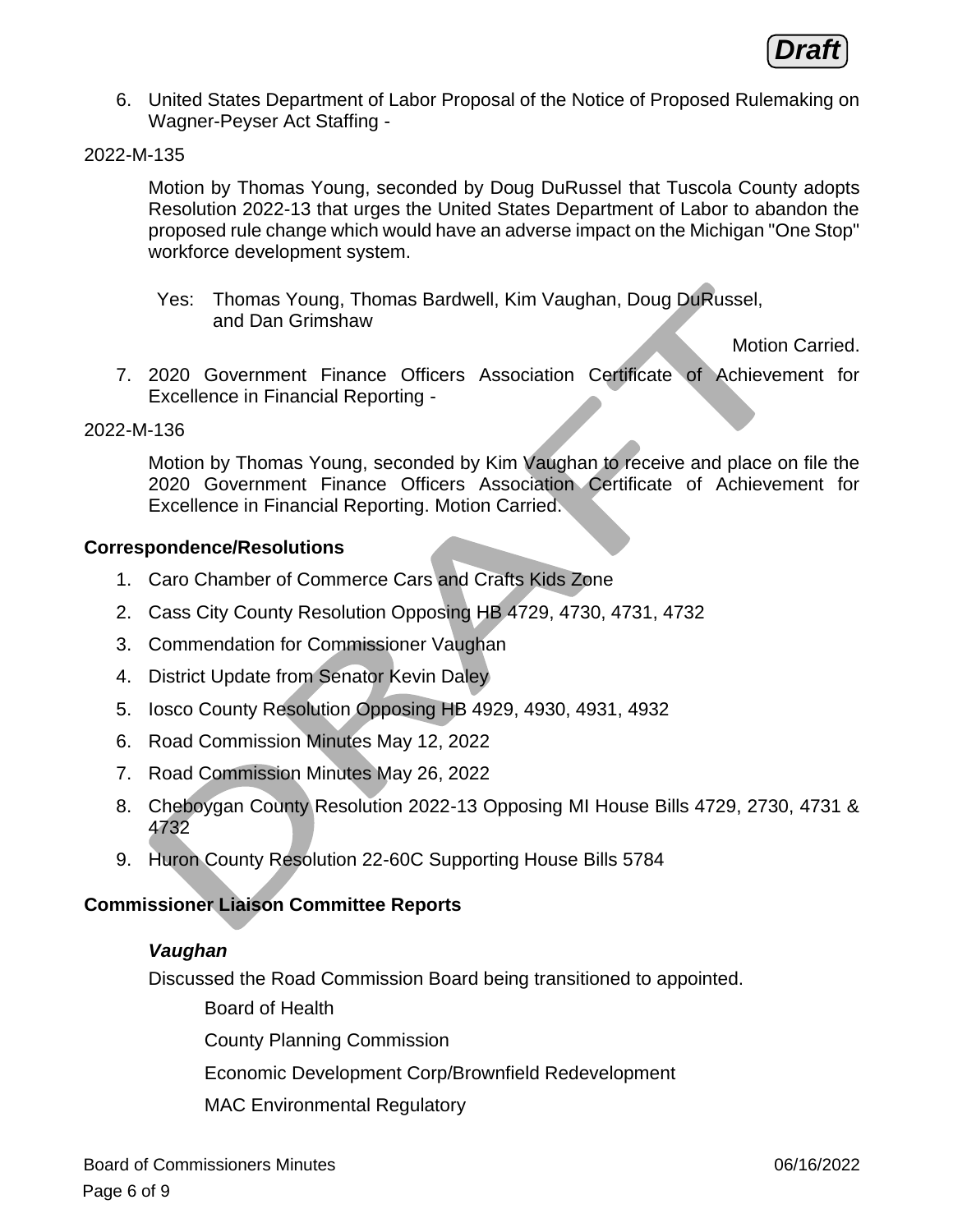6. United States Department of Labor Proposal of the Notice of Proposed Rulemaking on Wagner-Peyser Act Staffing -

2022-M-135

Motion by Thomas Young, seconded by Doug DuRussel that Tuscola County adopts Resolution 2022-13 that urges the United States Department of Labor to abandon the proposed rule change which would have an adverse impact on the Michigan "One Stop" workforce development system.

Yes: Thomas Young, Thomas Bardwell, Kim Vaughan, Doug DuRussel, and Dan Grimshaw

Motion Carried.

7. 2020 Government Finance Officers Association Certificate of Achievement for Excellence in Financial Reporting -

2022-M-136

Motion by Thomas Young, seconded by Kim Vaughan to receive and place on file the 2020 Government Finance Officers Association Certificate of Achievement for Excellence in Financial Reporting. Motion Carried.

**Correspondence/Resolutions**

1. Caro Chamber of Commerce Cars and Crafts Kids Zone
2. Cass City County Resolution Opposing HB 4729, 4730, 4731, 4732
3. Commendation for Commissioner Vaughan
4. District Update from Senator Kevin Daley
5. Iosco County Resolution Opposing HB 4929, 4930, 4931, 4932
6. Road Commission Minutes May 12, 2022
7. Road Commission Minutes May 26, 2022
8. Cheboygan County Resolution 2022-13 Opposing MI House Bills 4729, 2730, 4731 & 4732
9. Huron County Resolution 22-60C Supporting House Bills 5784

**Commissioner Liaison Committee Reports**

***Vaughan***

Discussed the Road Commission Board being transitioned to appointed.

Board of Health

County Planning Commission

Economic Development Corp/Brownfield Redevelopment

MAC Environmental Regulatory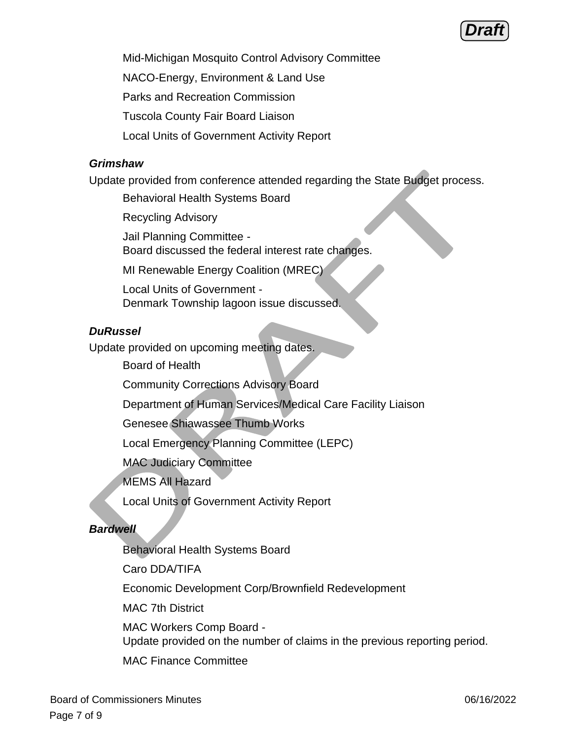Mid-Michigan Mosquito Control Advisory Committee

NACO-Energy, Environment & Land Use

Parks and Recreation Commission

Tuscola County Fair Board Liaison

Local Units of Government Activity Report

***Grimshaw***

Update provided from conference attended regarding the State Budget process.

Behavioral Health Systems Board

Recycling Advisory

Jail Planning Committee -
Board discussed the federal interest rate changes.

MI Renewable Energy Coalition (MREC)

Local Units of Government -
Denmark Township lagoon issue discussed.

***DuRussel***

Update provided on upcoming meeting dates.

Board of Health

Community Corrections Advisory Board

Department of Human Services/Medical Care Facility Liaison

Genesee Shiawassee Thumb Works

Local Emergency Planning Committee (LEPC)

MAC Judiciary Committee

MEMS All Hazard

Local Units of Government Activity Report

***Bardwell***

Behavioral Health Systems Board

Caro DDA/TIFA

Economic Development Corp/Brownfield Redevelopment

MAC 7th District

MAC Workers Comp Board -
Update provided on the number of claims in the previous reporting period.

MAC Finance Committee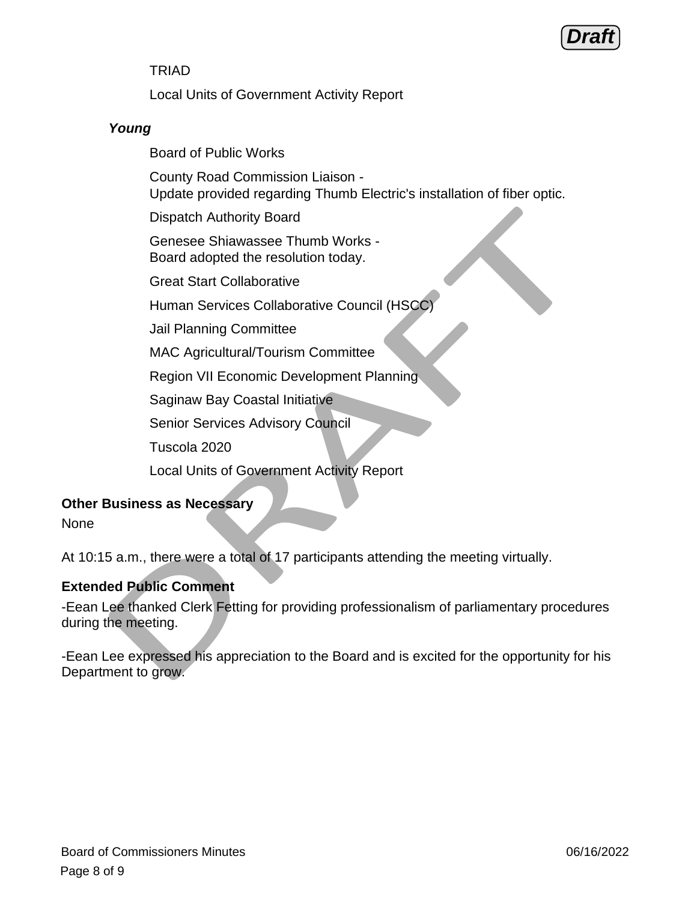TRIAD

Local Units of Government Activity Report

***Young***

Board of Public Works

County Road Commission Liaison -
Update provided regarding Thumb Electric's installation of fiber optic.

Dispatch Authority Board

Genesee Shiawassee Thumb Works -
Board adopted the resolution today.

Great Start Collaborative

Human Services Collaborative Council (HSCC)

Jail Planning Committee

MAC Agricultural/Tourism Committee

Region VII Economic Development Planning

Saginaw Bay Coastal Initiative

Senior Services Advisory Council

Tuscola 2020

Local Units of Government Activity Report

**Other Business as Necessary**

None

At 10:15 a.m., there were a total of 17 participants attending the meeting virtually.

**Extended Public Comment**

-Eean Lee thanked Clerk Fetting for providing professionalism of parliamentary procedures during the meeting.

-Eean Lee expressed his appreciation to the Board and is excited for the opportunity for his Department to grow.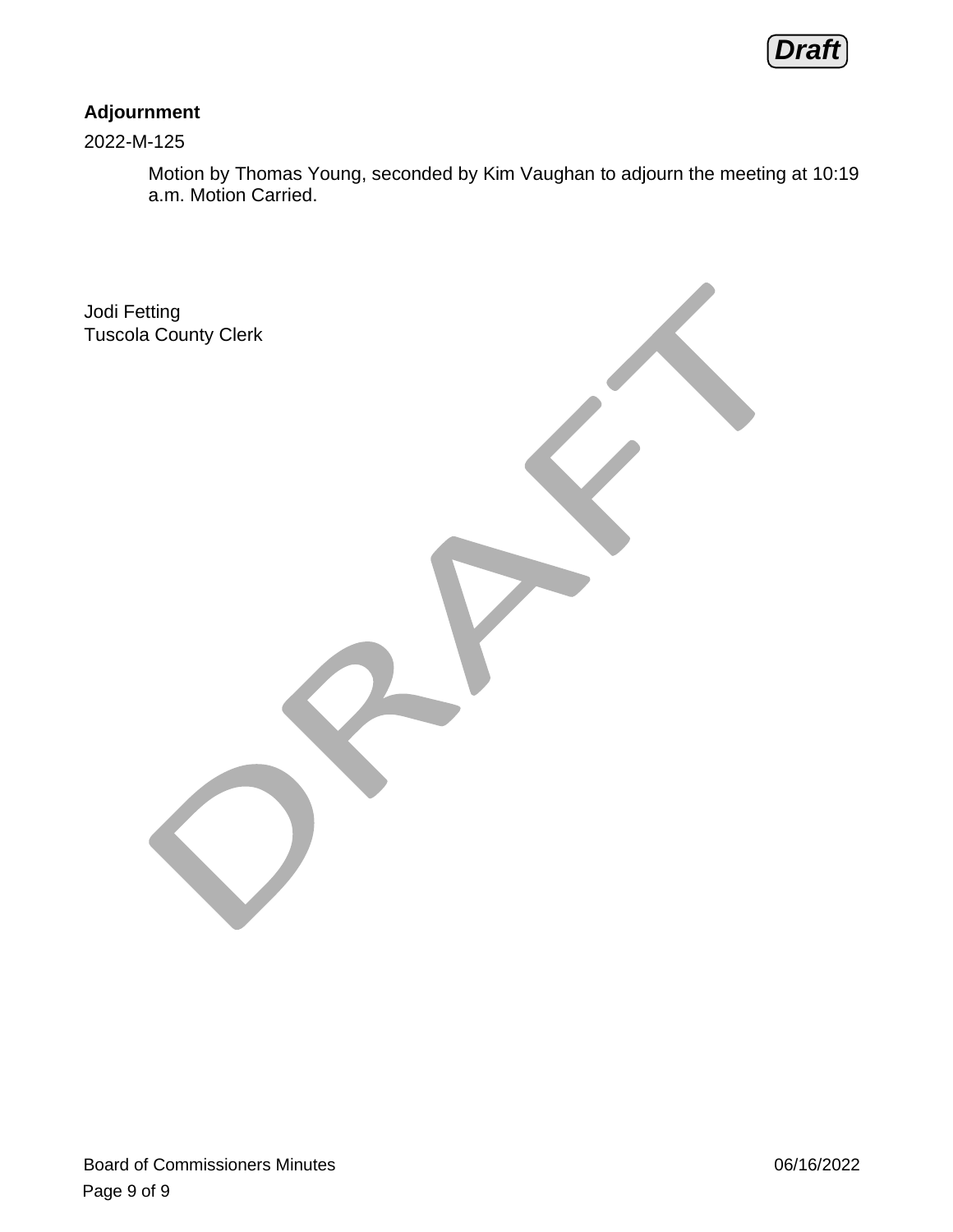**Adjournment**

2022-M-125

Motion by Thomas Young, seconded by Kim Vaughan to adjourn the meeting at 10:19 a.m. Motion Carried.

Jodi Fetting
Tuscola County Clerk